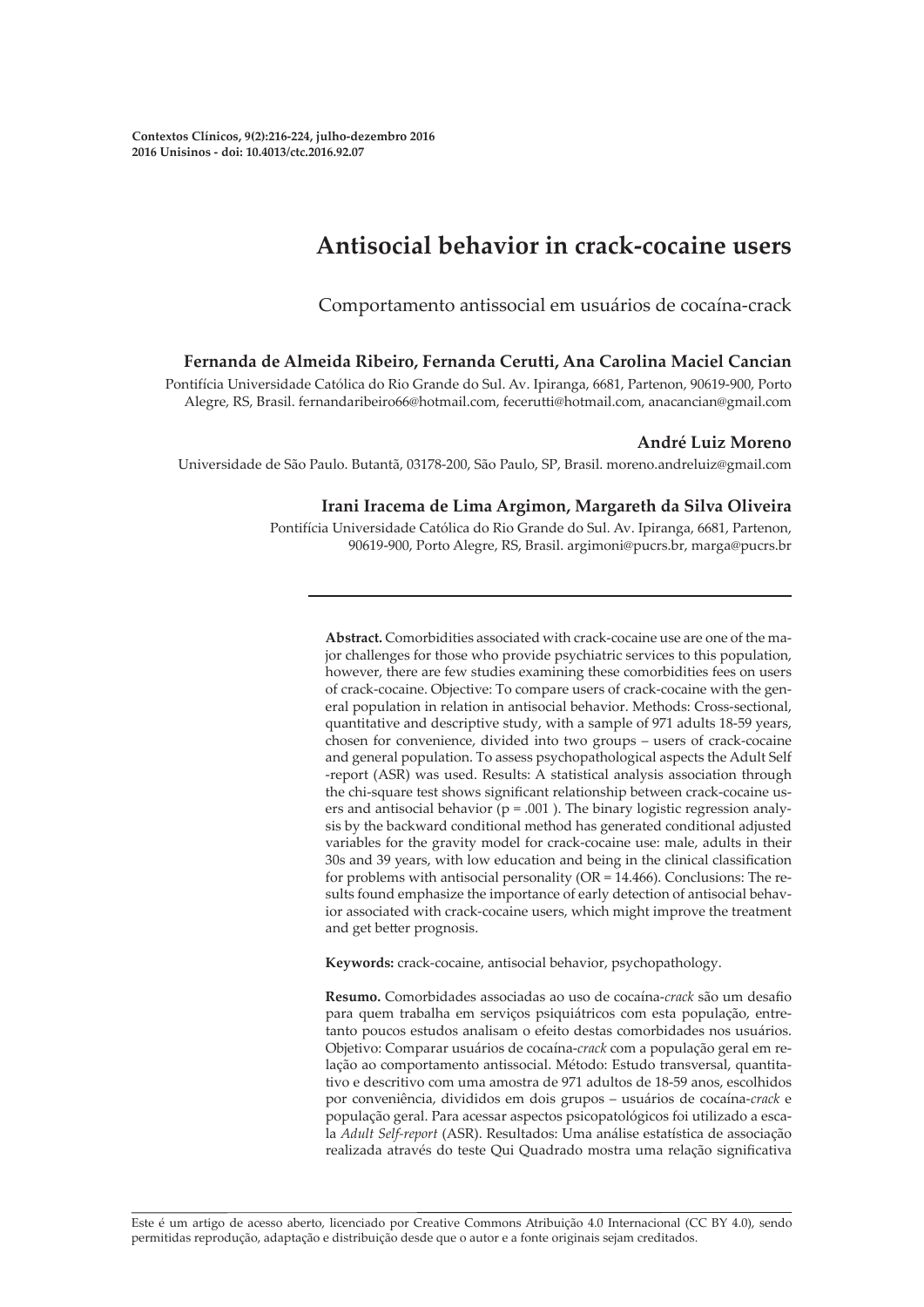Contextos Clínicos, 9(2):216-224, julho-dezembro 2016
2016 Unisinos - doi: 10.4013/ctc.2016.92.07

# Antisocial behavior in crack-cocaine users

## Comportamento antissocial em usuários de cocaína-crack

**Fernanda de Almeida Ribeiro, Fernanda Cerutti, Ana Carolina Maciel Cancian**

Pontifícia Universidade Católica do Rio Grande do Sul. Av. Ipiranga, 6681, Partenon, 90619-900, Porto Alegre, RS, Brasil. fernandaribeiro66@hotmail.com, fecerutti@hotmail.com, anacancian@gmail.com

**André Luiz Moreno**

Universidade de São Paulo. Butantã, 03178-200, São Paulo, SP, Brasil. moreno.andreluiz@gmail.com

**Irani Iracema de Lima Argimon, Margareth da Silva Oliveira**

Pontifícia Universidade Católica do Rio Grande do Sul. Av. Ipiranga, 6681, Partenon, 90619-900, Porto Alegre, RS, Brasil. argimoni@pucrs.br, marga@pucrs.br

---

**Abstract.** Comorbidities associated with crack-cocaine use are one of the major challenges for those who provide psychiatric services to this population, however, there are few studies examining these comorbidities fees on users of crack-cocaine. Objective: To compare users of crack-cocaine with the general population in relation in antisocial behavior. Methods: Cross-sectional, quantitative and descriptive study, with a sample of 971 adults 18-59 years, chosen for convenience, divided into two groups – users of crack-cocaine and general population. To assess psychopathological aspects the Adult Self -report (ASR) was used. Results: A statistical analysis association through the chi-square test shows significant relationship between crack-cocaine users and antisocial behavior ($p = .001$ ). The binary logistic regression analysis by the backward conditional method has generated conditional adjusted variables for the gravity model for crack-cocaine use: male, adults in their 30s and 39 years, with low education and being in the clinical classification for problems with antisocial personality ($OR = 14.466$). Conclusions: The results found emphasize the importance of early detection of antisocial behavior associated with crack-cocaine users, which might improve the treatment and get better prognosis.

**Keywords:** crack-cocaine, antisocial behavior, psychopathology.

**Resumo.** Comorbidades associadas ao uso de cocaína-*crack* são um desafio para quem trabalha em serviços psiquiátricos com esta população, entretanto poucos estudos analisam o efeito destas comorbidades nos usuários. Objetivo: Comparar usuários de cocaína-*crack* com a população geral em relação ao comportamento antissocial. Método: Estudo transversal, quantitativo e descritivo com uma amostra de 971 adultos de 18-59 anos, escolhidos por conveniência, divididos em dois grupos – usuários de cocaína-*crack* e população geral. Para acessar aspectos psicopatológicos foi utilizado a escala *Adult Self-report* (ASR). Resultados: Uma análise estatística de associação realizada através do teste Qui Quadrado mostra uma relação significativa

---

Este é um artigo de acesso aberto, licenciado por Creative Commons Atribuição 4.0 Internacional (CC BY 4.0), sendo permitidas reprodução, adaptação e distribuição desde que o autor e a fonte originais sejam creditados.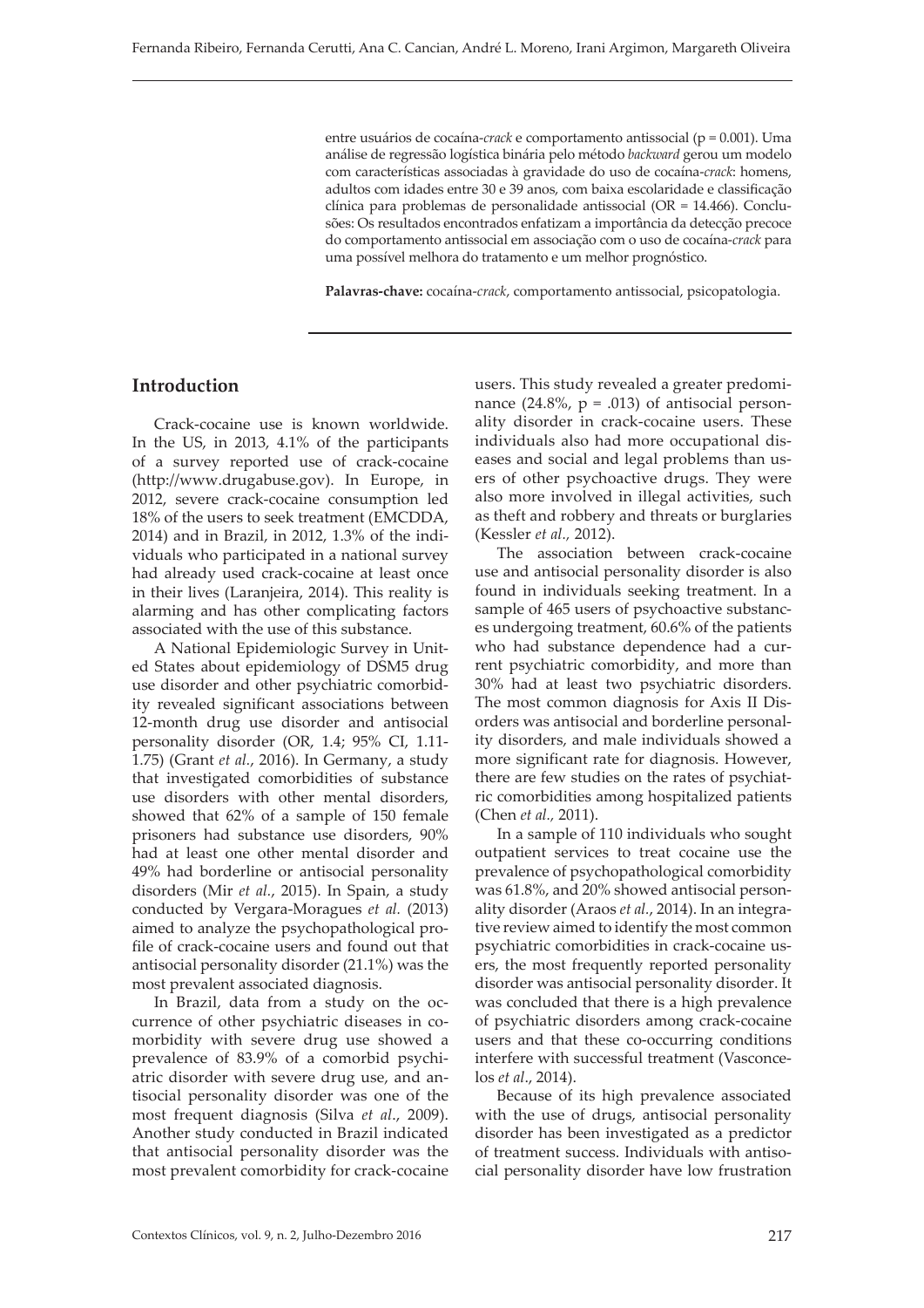entre usuários de cocaína-*crack* e comportamento antissocial (p = 0.001). Uma análise de regressão logística binária pelo método *backward* gerou um modelo com características associadas à gravidade do uso de cocaína-*crack*: homens, adultos com idades entre 30 e 39 anos, com baixa escolaridade e classificação clínica para problemas de personalidade antissocial (OR = 14.466). Conclusões: Os resultados encontrados enfatizam a importância da detecção precoce do comportamento antissocial em associação com o uso de cocaína-*crack* para uma possível melhora do tratamento e um melhor prognóstico.

**Palavras-chave:** cocaína-*crack*, comportamento antissocial, psicopatologia.

## Introduction

Crack-cocaine use is known worldwide. In the US, in 2013, 4.1% of the participants of a survey reported use of crack-cocaine (http://www.drugabuse.gov). In Europe, in 2012, severe crack-cocaine consumption led 18% of the users to seek treatment (EMCDDA, 2014) and in Brazil, in 2012, 1.3% of the individuals who participated in a national survey had already used crack-cocaine at least once in their lives (Laranjeira, 2014). This reality is alarming and has other complicating factors associated with the use of this substance.

A National Epidemiologic Survey in United States about epidemiology of DSM5 drug use disorder and other psychiatric comorbidity revealed significant associations between 12-month drug use disorder and antisocial personality disorder (OR, 1.4; 95% CI, 1.11-1.75) (Grant *et al.*, 2016). In Germany, a study that investigated comorbidities of substance use disorders with other mental disorders, showed that 62% of a sample of 150 female prisoners had substance use disorders, 90% had at least one other mental disorder and 49% had borderline or antisocial personality disorders (Mir *et al.*, 2015). In Spain, a study conducted by Vergara-Moragues *et al.* (2013) aimed to analyze the psychopathological profile of crack-cocaine users and found out that antisocial personality disorder (21.1%) was the most prevalent associated diagnosis.

In Brazil, data from a study on the occurrence of other psychiatric diseases in comorbidity with severe drug use showed a prevalence of 83.9% of a comorbid psychiatric disorder with severe drug use, and antisocial personality disorder was one of the most frequent diagnosis (Silva *et al.*, 2009). Another study conducted in Brazil indicated that antisocial personality disorder was the most prevalent comorbidity for crack-cocaine users. This study revealed a greater predominance (24.8%, p = .013) of antisocial personality disorder in crack-cocaine users. These individuals also had more occupational diseases and social and legal problems than users of other psychoactive drugs. They were also more involved in illegal activities, such as theft and robbery and threats or burglaries (Kessler *et al.*, 2012).

The association between crack-cocaine use and antisocial personality disorder is also found in individuals seeking treatment. In a sample of 465 users of psychoactive substances undergoing treatment, 60.6% of the patients who had substance dependence had a current psychiatric comorbidity, and more than 30% had at least two psychiatric disorders. The most common diagnosis for Axis II Disorders was antisocial and borderline personality disorders, and male individuals showed a more significant rate for diagnosis. However, there are few studies on the rates of psychiatric comorbidities among hospitalized patients (Chen *et al.*, 2011).

In a sample of 110 individuals who sought outpatient services to treat cocaine use the prevalence of psychopathological comorbidity was 61.8%, and 20% showed antisocial personality disorder (Araos *et al.*, 2014). In an integrative review aimed to identify the most common psychiatric comorbidities in crack-cocaine users, the most frequently reported personality disorder was antisocial personality disorder. It was concluded that there is a high prevalence of psychiatric disorders among crack-cocaine users and that these co-occurring conditions interfere with successful treatment (Vasconcelos *et al.*, 2014).

Because of its high prevalence associated with the use of drugs, antisocial personality disorder has been investigated as a predictor of treatment success. Individuals with antisocial personality disorder have low frustration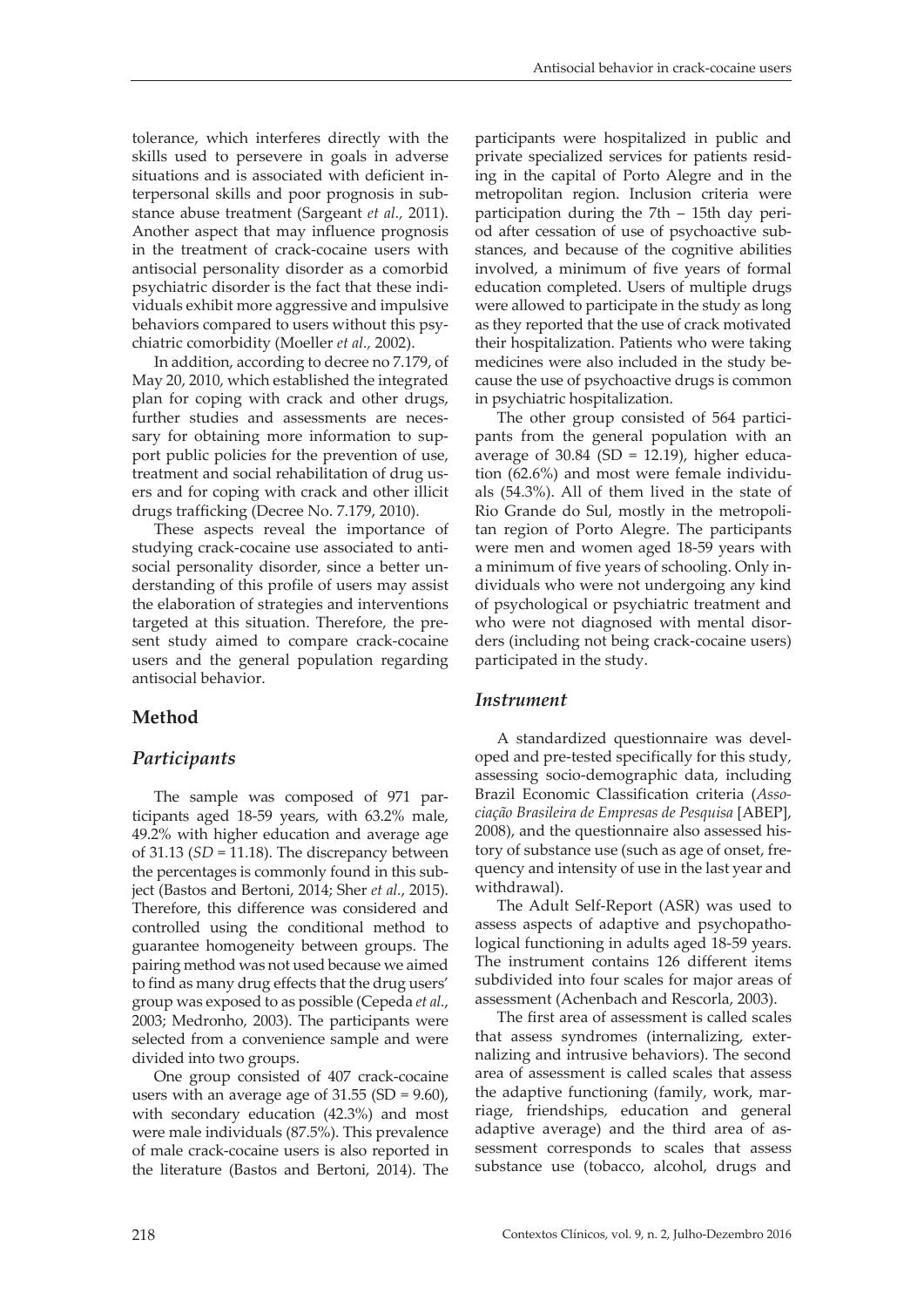tolerance, which interferes directly with the skills used to persevere in goals in adverse situations and is associated with deficient interpersonal skills and poor prognosis in substance abuse treatment (Sargeant *et al.,* 2011). Another aspect that may influence prognosis in the treatment of crack-cocaine users with antisocial personality disorder as a comorbid psychiatric disorder is the fact that these individuals exhibit more aggressive and impulsive behaviors compared to users without this psychiatric comorbidity (Moeller *et al.,* 2002).

In addition, according to decree no 7.179, of May 20, 2010, which established the integrated plan for coping with crack and other drugs, further studies and assessments are necessary for obtaining more information to support public policies for the prevention of use, treatment and social rehabilitation of drug users and for coping with crack and other illicit drugs trafficking (Decree No. 7.179, 2010).

These aspects reveal the importance of studying crack-cocaine use associated to antisocial personality disorder, since a better understanding of this profile of users may assist the elaboration of strategies and interventions targeted at this situation. Therefore, the present study aimed to compare crack-cocaine users and the general population regarding antisocial behavior.

## Method

### *Participants*

The sample was composed of 971 participants aged 18-59 years, with 63.2% male, 49.2% with higher education and average age of 31.13 (*SD* = 11.18). The discrepancy between the percentages is commonly found in this subject (Bastos and Bertoni, 2014; Sher *et al.*, 2015). Therefore, this difference was considered and controlled using the conditional method to guarantee homogeneity between groups. The pairing method was not used because we aimed to find as many drug effects that the drug users' group was exposed to as possible (Cepeda *et al.*, 2003; Medronho, 2003). The participants were selected from a convenience sample and were divided into two groups.

One group consisted of 407 crack-cocaine users with an average age of 31.55 (SD = 9.60), with secondary education (42.3%) and most were male individuals (87.5%). This prevalence of male crack-cocaine users is also reported in the literature (Bastos and Bertoni, 2014). The participants were hospitalized in public and private specialized services for patients residing in the capital of Porto Alegre and in the metropolitan region. Inclusion criteria were participation during the 7th – 15th day period after cessation of use of psychoactive substances, and because of the cognitive abilities involved, a minimum of five years of formal education completed. Users of multiple drugs were allowed to participate in the study as long as they reported that the use of crack motivated their hospitalization. Patients who were taking medicines were also included in the study because the use of psychoactive drugs is common in psychiatric hospitalization.

The other group consisted of 564 participants from the general population with an average of 30.84 (SD = 12.19), higher education (62.6%) and most were female individuals (54.3%). All of them lived in the state of Rio Grande do Sul, mostly in the metropolitan region of Porto Alegre. The participants were men and women aged 18-59 years with a minimum of five years of schooling. Only individuals who were not undergoing any kind of psychological or psychiatric treatment and who were not diagnosed with mental disorders (including not being crack-cocaine users) participated in the study.

### *Instrument*

A standardized questionnaire was developed and pre-tested specifically for this study, assessing socio-demographic data, including Brazil Economic Classification criteria (*Associação Brasileira de Empresas de Pesquisa* [ABEP], 2008), and the questionnaire also assessed history of substance use (such as age of onset, frequency and intensity of use in the last year and withdrawal).

The Adult Self-Report (ASR) was used to assess aspects of adaptive and psychopathological functioning in adults aged 18-59 years. The instrument contains 126 different items subdivided into four scales for major areas of assessment (Achenbach and Rescorla, 2003).

The first area of assessment is called scales that assess syndromes (internalizing, externalizing and intrusive behaviors). The second area of assessment is called scales that assess the adaptive functioning (family, work, marriage, friendships, education and general adaptive average) and the third area of assessment corresponds to scales that assess substance use (tobacco, alcohol, drugs and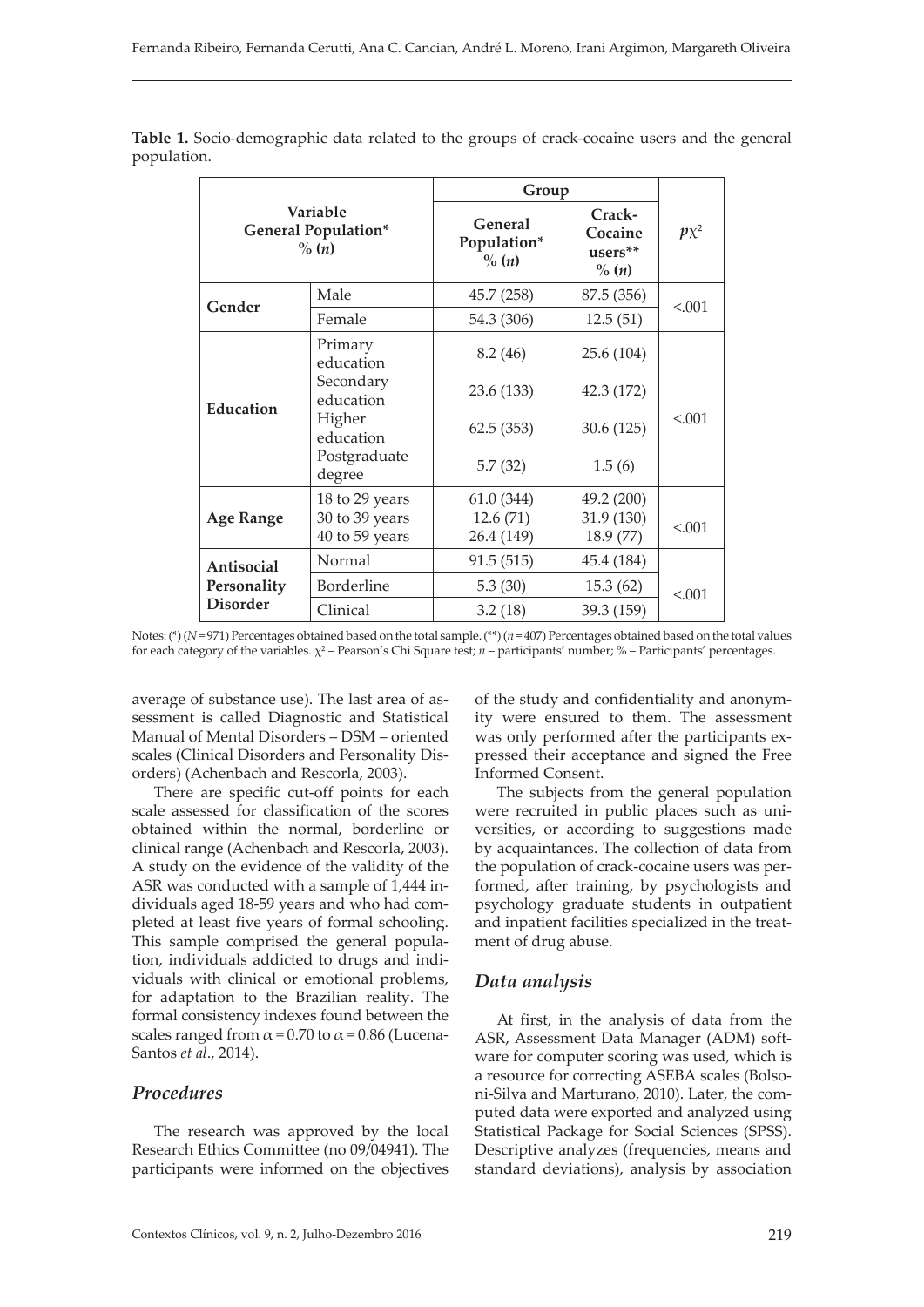**Table 1.** Socio-demographic data related to the groups of crack-cocaine users and the general population.

| Variable General Population* % (*n*) | | Group | | $p\chi^2$ |
|---|---|---|---|---|
| | | General Population* % (*n*) | Crack-Cocaine users** % (*n*) | |
| **Gender** | Male | 45.7 (258) | 87.5 (356) | <.001 |
| | Female | 54.3 (306) | 12.5 (51) | |
| **Education** | Primary education | 8.2 (46) | 25.6 (104) | <.001 |
| | Secondary education | 23.6 (133) | 42.3 (172) | |
| | Higher education | 62.5 (353) | 30.6 (125) | |
| | Postgraduate degree | 5.7 (32) | 1.5 (6) | |
| **Age Range** | 18 to 29 years | 61.0 (344) | 49.2 (200) | <.001 |
| | 30 to 39 years | 12.6 (71) | 31.9 (130) | |
| | 40 to 59 years | 26.4 (149) | 18.9 (77) | |
| **Antisocial Personality Disorder** | Normal | 91.5 (515) | 45.4 (184) | <.001 |
| | Borderline | 5.3 (30) | 15.3 (62) | |
| | Clinical | 3.2 (18) | 39.3 (159) | |

Notes: (*) ($N = 971$) Percentages obtained based on the total sample. (**) ($n = 407$) Percentages obtained based on the total values for each category of the variables. $\chi^2$ – Pearson's Chi Square test; *n* – participants' number; % – Participants' percentages.

average of substance use). The last area of assessment is called Diagnostic and Statistical Manual of Mental Disorders – DSM – oriented scales (Clinical Disorders and Personality Disorders) (Achenbach and Rescorla, 2003).

There are specific cut-off points for each scale assessed for classification of the scores obtained within the normal, borderline or clinical range (Achenbach and Rescorla, 2003). A study on the evidence of the validity of the ASR was conducted with a sample of 1,444 individuals aged 18-59 years and who had completed at least five years of formal schooling. This sample comprised the general population, individuals addicted to drugs and individuals with clinical or emotional problems, for adaptation to the Brazilian reality. The formal consistency indexes found between the scales ranged from $\alpha = 0.70$ to $\alpha = 0.86$ (Lucena-Santos *et al*., 2014).

## *Procedures*

The research was approved by the local Research Ethics Committee (no 09/04941). The participants were informed on the objectives of the study and confidentiality and anonymity were ensured to them. The assessment was only performed after the participants expressed their acceptance and signed the Free Informed Consent.

The subjects from the general population were recruited in public places such as universities, or according to suggestions made by acquaintances. The collection of data from the population of crack-cocaine users was performed, after training, by psychologists and psychology graduate students in outpatient and inpatient facilities specialized in the treatment of drug abuse.

## *Data analysis*

At first, in the analysis of data from the ASR, Assessment Data Manager (ADM) software for computer scoring was used, which is a resource for correcting ASEBA scales (Bolsoni-Silva and Marturano, 2010). Later, the computed data were exported and analyzed using Statistical Package for Social Sciences (SPSS). Descriptive analyzes (frequencies, means and standard deviations), analysis by association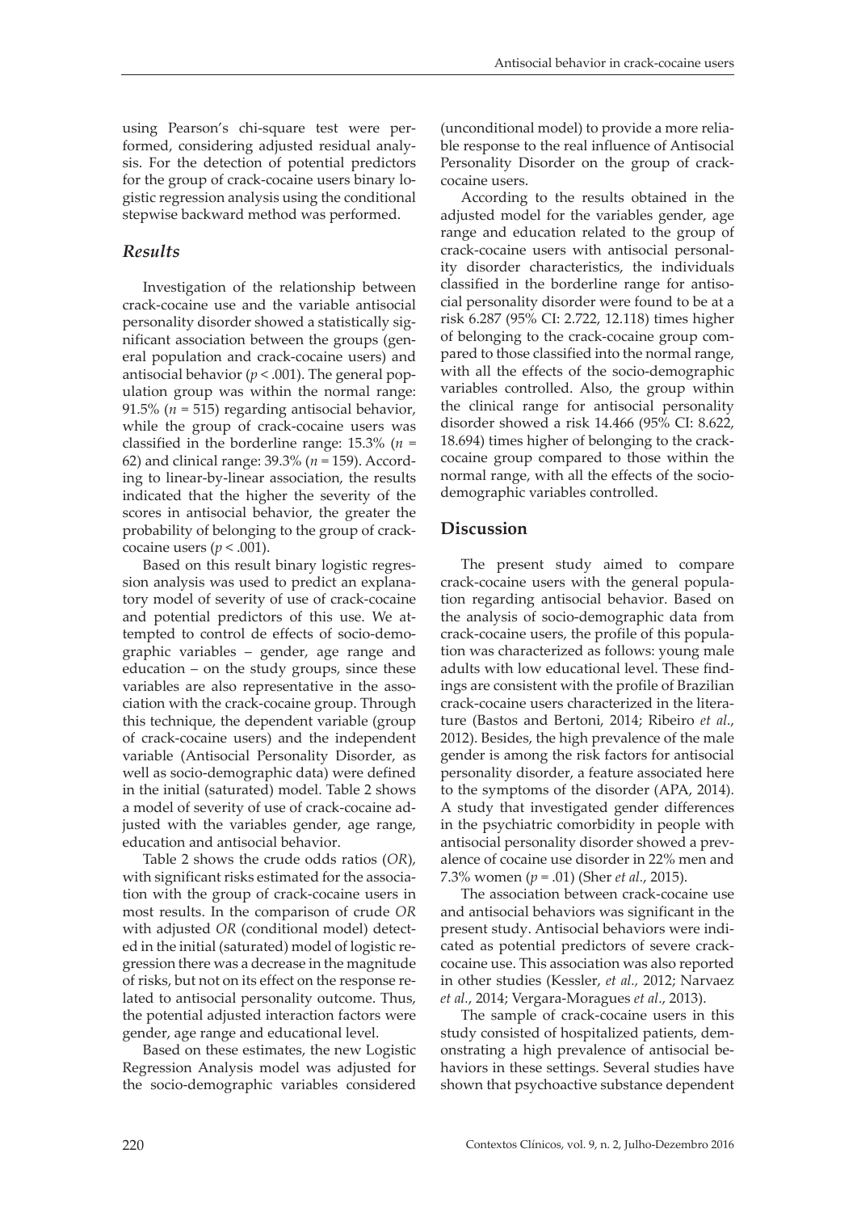using Pearson's chi-square test were performed, considering adjusted residual analysis. For the detection of potential predictors for the group of crack-cocaine users binary logistic regression analysis using the conditional stepwise backward method was performed.

## *Results*

Investigation of the relationship between crack-cocaine use and the variable antisocial personality disorder showed a statistically significant association between the groups (general population and crack-cocaine users) and antisocial behavior ($p < .001$). The general population group was within the normal range: 91.5% ($n = 515$) regarding antisocial behavior, while the group of crack-cocaine users was classified in the borderline range: 15.3% ($n = 62$) and clinical range: 39.3% ($n = 159$). According to linear-by-linear association, the results indicated that the higher the severity of the scores in antisocial behavior, the greater the probability of belonging to the group of crack-cocaine users ($p < .001$).

Based on this result binary logistic regression analysis was used to predict an explanatory model of severity of use of crack-cocaine and potential predictors of this use. We attempted to control de effects of socio-demographic variables – gender, age range and education – on the study groups, since these variables are also representative in the association with the crack-cocaine group. Through this technique, the dependent variable (group of crack-cocaine users) and the independent variable (Antisocial Personality Disorder, as well as socio-demographic data) were defined in the initial (saturated) model. Table 2 shows a model of severity of use of crack-cocaine adjusted with the variables gender, age range, education and antisocial behavior.

Table 2 shows the crude odds ratios (*OR*), with significant risks estimated for the association with the group of crack-cocaine users in most results. In the comparison of crude *OR* with adjusted *OR* (conditional model) detected in the initial (saturated) model of logistic regression there was a decrease in the magnitude of risks, but not on its effect on the response related to antisocial personality outcome. Thus, the potential adjusted interaction factors were gender, age range and educational level.

Based on these estimates, the new Logistic Regression Analysis model was adjusted for the socio-demographic variables considered (unconditional model) to provide a more reliable response to the real influence of Antisocial Personality Disorder on the group of crack-cocaine users.

According to the results obtained in the adjusted model for the variables gender, age range and education related to the group of crack-cocaine users with antisocial personality disorder characteristics, the individuals classified in the borderline range for antisocial personality disorder were found to be at a risk 6.287 (95% CI: 2.722, 12.118) times higher of belonging to the crack-cocaine group compared to those classified into the normal range, with all the effects of the socio-demographic variables controlled. Also, the group within the clinical range for antisocial personality disorder showed a risk 14.466 (95% CI: 8.622, 18.694) times higher of belonging to the crack-cocaine group compared to those within the normal range, with all the effects of the socio-demographic variables controlled.

## Discussion

The present study aimed to compare crack-cocaine users with the general population regarding antisocial behavior. Based on the analysis of socio-demographic data from crack-cocaine users, the profile of this population was characterized as follows: young male adults with low educational level. These findings are consistent with the profile of Brazilian crack-cocaine users characterized in the literature (Bastos and Bertoni, 2014; Ribeiro *et al*., 2012). Besides, the high prevalence of the male gender is among the risk factors for antisocial personality disorder, a feature associated here to the symptoms of the disorder (APA, 2014). A study that investigated gender differences in the psychiatric comorbidity in people with antisocial personality disorder showed a prevalence of cocaine use disorder in 22% men and 7.3% women ($p = .01$) (Sher *et al*., 2015).

The association between crack-cocaine use and antisocial behaviors was significant in the present study. Antisocial behaviors were indicated as potential predictors of severe crack-cocaine use. This association was also reported in other studies (Kessler, *et al.,* 2012; Narvaez *et al.*, 2014; Vergara-Moragues *et al*., 2013).

The sample of crack-cocaine users in this study consisted of hospitalized patients, demonstrating a high prevalence of antisocial behaviors in these settings. Several studies have shown that psychoactive substance dependent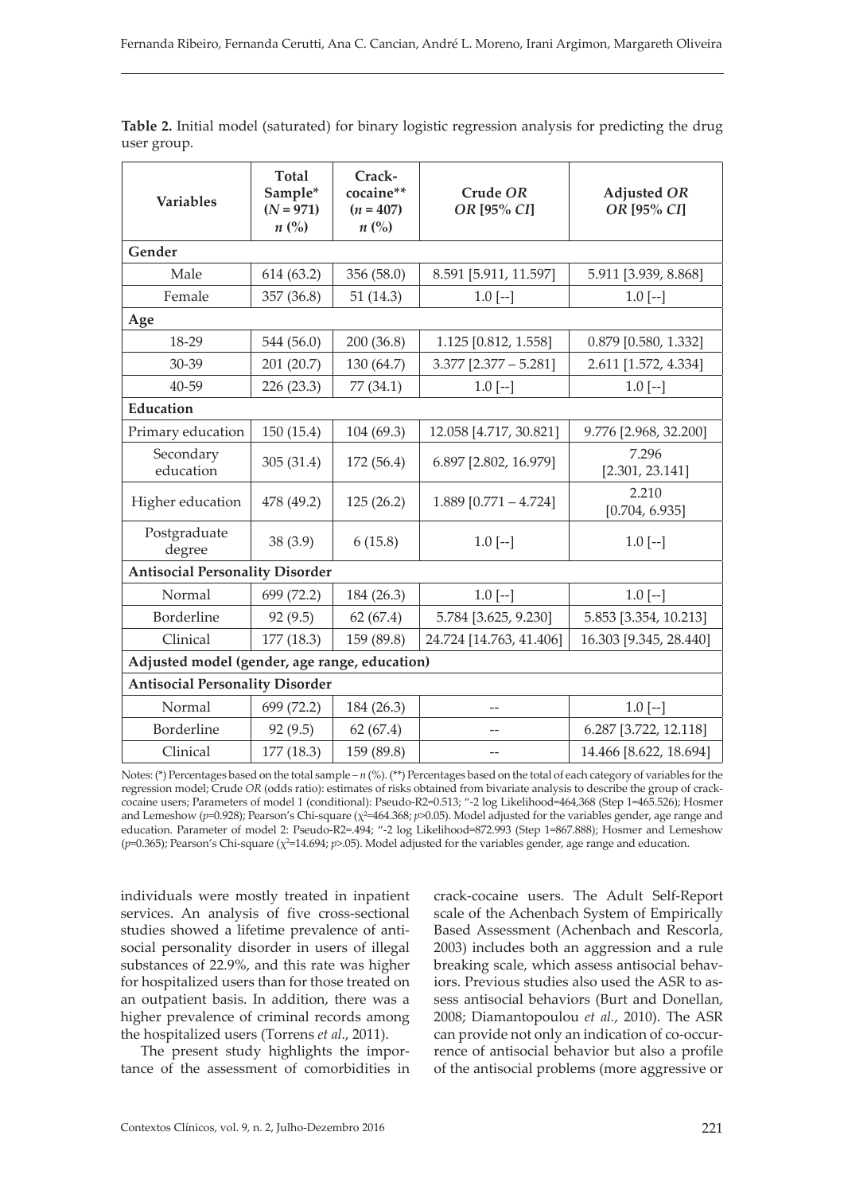**Table 2.** Initial model (saturated) for binary logistic regression analysis for predicting the drug user group.

| Variables | Total Sample* ($N$ = 971) $n$ (%) | Crack-cocaine** ($n$ = 407) $n$ (%) | Crude *OR* *OR* [95% *CI*] | Adjusted *OR* *OR* [95% *CI*] |
|---|---|---|---|---|
| **Gender** | | | | |
| Male | 614 (63.2) | 356 (58.0) | 8.591 [5.911, 11.597] | 5.911 [3.939, 8.868] |
| Female | 357 (36.8) | 51 (14.3) | 1.0 [--] | 1.0 [--] |
| **Age** | | | | |
| 18-29 | 544 (56.0) | 200 (36.8) | 1.125 [0.812, 1.558] | 0.879 [0.580, 1.332] |
| 30-39 | 201 (20.7) | 130 (64.7) | 3.377 [2.377 – 5.281] | 2.611 [1.572, 4.334] |
| 40-59 | 226 (23.3) | 77 (34.1) | 1.0 [--] | 1.0 [--] |
| **Education** | | | | |
| Primary education | 150 (15.4) | 104 (69.3) | 12.058 [4.717, 30.821] | 9.776 [2.968, 32.200] |
| Secondary education | 305 (31.4) | 172 (56.4) | 6.897 [2.802, 16.979] | 7.296 [2.301, 23.141] |
| Higher education | 478 (49.2) | 125 (26.2) | 1.889 [0.771 – 4.724] | 2.210 [0.704, 6.935] |
| Postgraduate degree | 38 (3.9) | 6 (15.8) | 1.0 [--] | 1.0 [--] |
| **Antisocial Personality Disorder** | | | | |
| Normal | 699 (72.2) | 184 (26.3) | 1.0 [--] | 1.0 [--] |
| Borderline | 92 (9.5) | 62 (67.4) | 5.784 [3.625, 9.230] | 5.853 [3.354, 10.213] |
| Clinical | 177 (18.3) | 159 (89.8) | 24.724 [14.763, 41.406] | 16.303 [9.345, 28.440] |
| **Adjusted model (gender, age range, education)** | | | | |
| **Antisocial Personality Disorder** | | | | |
| Normal | 699 (72.2) | 184 (26.3) | -- | 1.0 [--] |
| Borderline | 92 (9.5) | 62 (67.4) | -- | 6.287 [3.722, 12.118] |
| Clinical | 177 (18.3) | 159 (89.8) | -- | 14.466 [8.622, 18.694] |

Notes: (*) Percentages based on the total sample – $n$ (%). (**) Percentages based on the total of each category of variables for the regression model; Crude *OR* (odds ratio): estimates of risks obtained from bivariate analysis to describe the group of crack-cocaine users; Parameters of model 1 (conditional): Pseudo-R2=0.513; "-2 log Likelihood=464,368 (Step 1=465.526); Hosmer and Lemeshow ($p$=0.928); Pearson's Chi-square ($\chi^2$=464.368; $p$>0.05). Model adjusted for the variables gender, age range and education. Parameter of model 2: Pseudo-R2=.494; "-2 log Likelihood=872.993 (Step 1=867.888); Hosmer and Lemeshow ($p$=0.365); Pearson's Chi-square ($\chi^2$=14.694; $p$>.05). Model adjusted for the variables gender, age range and education.

individuals were mostly treated in inpatient services. An analysis of five cross-sectional studies showed a lifetime prevalence of antisocial personality disorder in users of illegal substances of 22.9%, and this rate was higher for hospitalized users than for those treated on an outpatient basis. In addition, there was a higher prevalence of criminal records among the hospitalized users (Torrens *et al*., 2011).

The present study highlights the importance of the assessment of comorbidities in crack-cocaine users. The Adult Self-Report scale of the Achenbach System of Empirically Based Assessment (Achenbach and Rescorla, 2003) includes both an aggression and a rule breaking scale, which assess antisocial behaviors. Previous studies also used the ASR to assess antisocial behaviors (Burt and Donellan, 2008; Diamantopoulou *et al*., 2010). The ASR can provide not only an indication of co-occurrence of antisocial behavior but also a profile of the antisocial problems (more aggressive or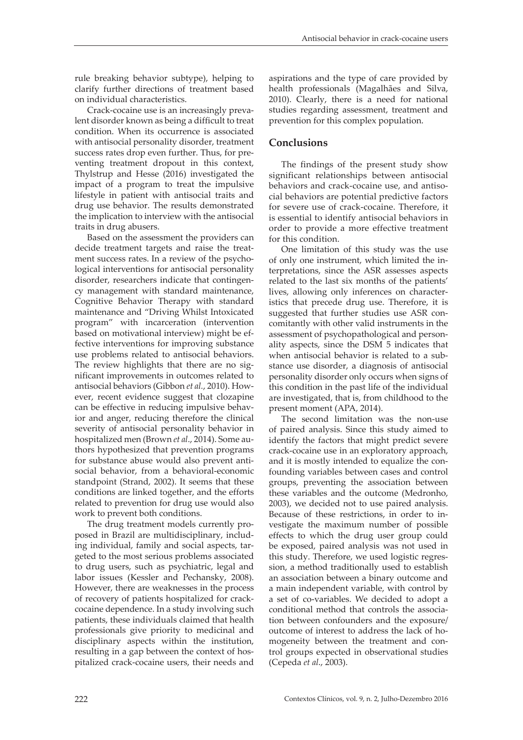rule breaking behavior subtype), helping to clarify further directions of treatment based on individual characteristics.

Crack-cocaine use is an increasingly prevalent disorder known as being a difficult to treat condition. When its occurrence is associated with antisocial personality disorder, treatment success rates drop even further. Thus, for preventing treatment dropout in this context, Thylstrup and Hesse (2016) investigated the impact of a program to treat the impulsive lifestyle in patient with antisocial traits and drug use behavior. The results demonstrated the implication to interview with the antisocial traits in drug abusers.

Based on the assessment the providers can decide treatment targets and raise the treatment success rates. In a review of the psychological interventions for antisocial personality disorder, researchers indicate that contingency management with standard maintenance, Cognitive Behavior Therapy with standard maintenance and "Driving Whilst Intoxicated program" with incarceration (intervention based on motivational interview) might be effective interventions for improving substance use problems related to antisocial behaviors. The review highlights that there are no significant improvements in outcomes related to antisocial behaviors (Gibbon *et al*., 2010). However, recent evidence suggest that clozapine can be effective in reducing impulsive behavior and anger, reducing therefore the clinical severity of antisocial personality behavior in hospitalized men (Brown *et al*., 2014). Some authors hypothesized that prevention programs for substance abuse would also prevent antisocial behavior, from a behavioral-economic standpoint (Strand, 2002). It seems that these conditions are linked together, and the efforts related to prevention for drug use would also work to prevent both conditions.

The drug treatment models currently proposed in Brazil are multidisciplinary, including individual, family and social aspects, targeted to the most serious problems associated to drug users, such as psychiatric, legal and labor issues (Kessler and Pechansky, 2008). However, there are weaknesses in the process of recovery of patients hospitalized for crack-cocaine dependence. In a study involving such patients, these individuals claimed that health professionals give priority to medicinal and disciplinary aspects within the institution, resulting in a gap between the context of hospitalized crack-cocaine users, their needs and aspirations and the type of care provided by health professionals (Magalhães and Silva, 2010). Clearly, there is a need for national studies regarding assessment, treatment and prevention for this complex population.

## Conclusions

The findings of the present study show significant relationships between antisocial behaviors and crack-cocaine use, and antisocial behaviors are potential predictive factors for severe use of crack-cocaine. Therefore, it is essential to identify antisocial behaviors in order to provide a more effective treatment for this condition.

One limitation of this study was the use of only one instrument, which limited the interpretations, since the ASR assesses aspects related to the last six months of the patients' lives, allowing only inferences on characteristics that precede drug use. Therefore, it is suggested that further studies use ASR concomitantly with other valid instruments in the assessment of psychopathological and personality aspects, since the DSM 5 indicates that when antisocial behavior is related to a substance use disorder, a diagnosis of antisocial personality disorder only occurs when signs of this condition in the past life of the individual are investigated, that is, from childhood to the present moment (APA, 2014).

The second limitation was the non-use of paired analysis. Since this study aimed to identify the factors that might predict severe crack-cocaine use in an exploratory approach, and it is mostly intended to equalize the confounding variables between cases and control groups, preventing the association between these variables and the outcome (Medronho, 2003), we decided not to use paired analysis. Because of these restrictions, in order to investigate the maximum number of possible effects to which the drug user group could be exposed, paired analysis was not used in this study. Therefore, we used logistic regression, a method traditionally used to establish an association between a binary outcome and a main independent variable, with control by a set of co-variables. We decided to adopt a conditional method that controls the association between confounders and the exposure/outcome of interest to address the lack of homogeneity between the treatment and control groups expected in observational studies (Cepeda *et al*., 2003).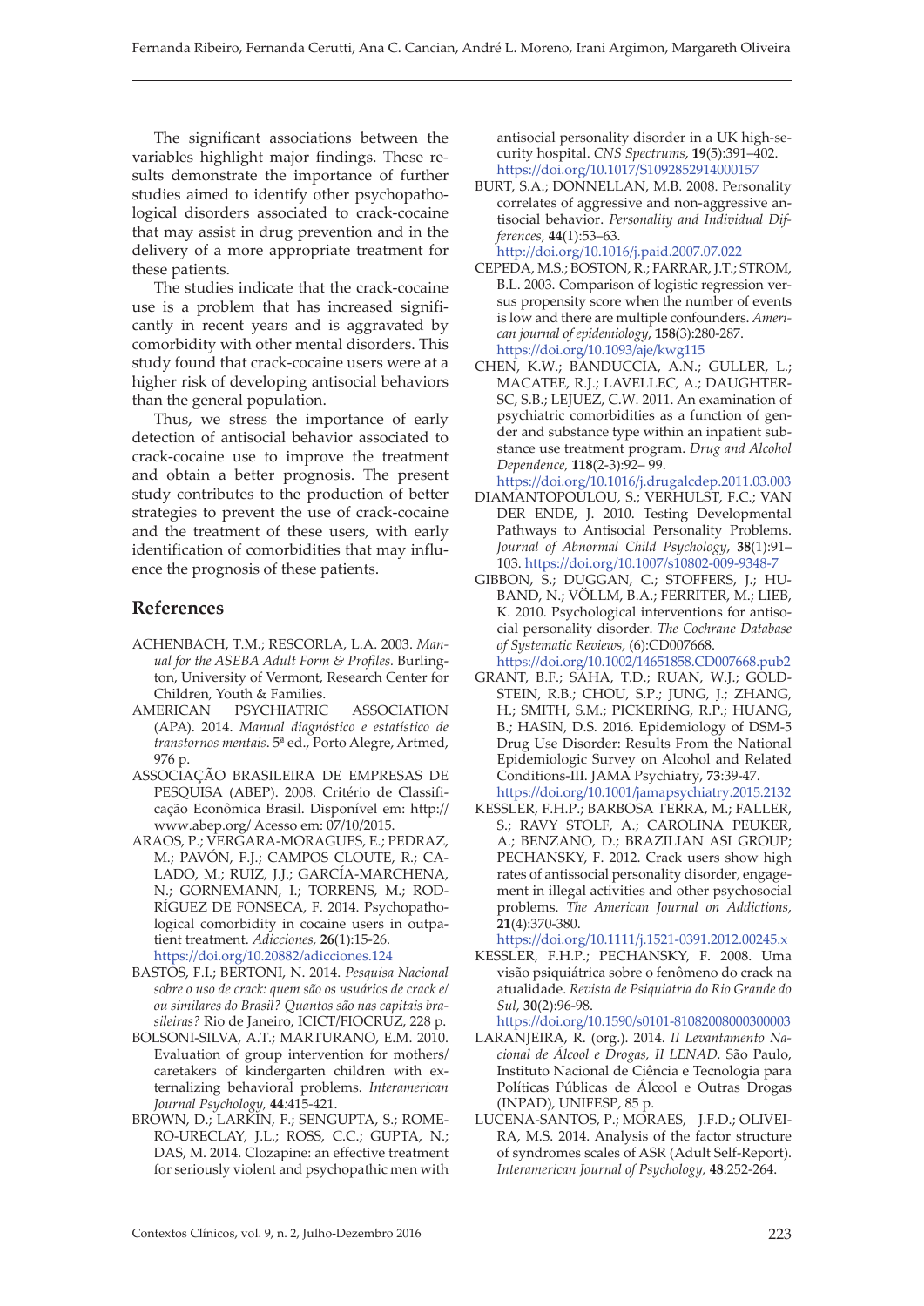The significant associations between the variables highlight major findings. These results demonstrate the importance of further studies aimed to identify other psychopathological disorders associated to crack-cocaine that may assist in drug prevention and in the delivery of a more appropriate treatment for these patients.

The studies indicate that the crack-cocaine use is a problem that has increased significantly in recent years and is aggravated by comorbidity with other mental disorders. This study found that crack-cocaine users were at a higher risk of developing antisocial behaviors than the general population.

Thus, we stress the importance of early detection of antisocial behavior associated to crack-cocaine use to improve the treatment and obtain a better prognosis. The present study contributes to the production of better strategies to prevent the use of crack-cocaine and the treatment of these users, with early identification of comorbidities that may influence the prognosis of these patients.

## References

ACHENBACH, T.M.; RESCORLA, L.A. 2003. *Manual for the ASEBA Adult Form & Profiles*. Burlington, University of Vermont, Research Center for Children, Youth & Families.

AMERICAN PSYCHIATRIC ASSOCIATION (APA). 2014. *Manual diagnóstico e estatístico de transtornos mentais*. 5ª ed., Porto Alegre, Artmed, 976 p.

ASSOCIAÇÃO BRASILEIRA DE EMPRESAS DE PESQUISA (ABEP). 2008. Critério de Classificação Econômica Brasil. Disponível em: http://www.abep.org/ Acesso em: 07/10/2015.

ARAOS, P.; VERGARA-MORAGUES, E.; PEDRAZ, M.; PAVÓN, F.J.; CAMPOS CLOUTE, R.; CALADO, M.; RUIZ, J.J.; GARCÍA-MARCHENA, N.; GORNEMANN, I.; TORRENS, M.; RODRÍGUEZ DE FONSECA, F. 2014. Psychopathological comorbidity in cocaine users in outpatient treatment. *Adicciones,* **26**(1):15-26. https://doi.org/10.20882/adicciones.124

BASTOS, F.I.; BERTONI, N. 2014. *Pesquisa Nacional sobre o uso de crack: quem são os usuários de crack e/ou similares do Brasil? Quantos são nas capitais brasileiras?* Rio de Janeiro, ICICT/FIOCRUZ, 228 p.

BOLSONI-SILVA, A.T.; MARTURANO, E.M. 2010. Evaluation of group intervention for mothers/caretakers of kindergarten children with externalizing behavioral problems. *Interamerican Journal Psychology,* **44**:415-421.

BROWN, D.; LARKIN, F.; SENGUPTA, S.; ROMERO-URECLAY, J.L.; ROSS, C.C.; GUPTA, N.; DAS, M. 2014. Clozapine: an effective treatment for seriously violent and psychopathic men with antisocial personality disorder in a UK high-security hospital. *CNS Spectrums*, **19**(5):391–402. https://doi.org/10.1017/S1092852914000157

BURT, S.A.; DONNELLAN, M.B. 2008. Personality correlates of aggressive and non-aggressive antisocial behavior. *Personality and Individual Differences*, **44**(1):53–63. http://doi.org/10.1016/j.paid.2007.07.022

CEPEDA, M.S.; BOSTON, R.; FARRAR, J.T.; STROM, B.L. 2003. Comparison of logistic regression versus propensity score when the number of events is low and there are multiple confounders. *American journal of epidemiology*, **158**(3):280-287. https://doi.org/10.1093/aje/kwg115

CHEN, K.W.; BANDUCCIA, A.N.; GULLER, L.; MACATEE, R.J.; LAVELLEC, A.; DAUGHTERSC, S.B.; LEJUEZ, C.W. 2011. An examination of psychiatric comorbidities as a function of gender and substance type within an inpatient substance use treatment program. *Drug and Alcohol Dependence,* **118**(2-3):92– 99. https://doi.org/10.1016/j.drugalcdep.2011.03.003

DIAMANTOPOULOU, S.; VERHULST, F.C.; VAN DER ENDE, J. 2010. Testing Developmental Pathways to Antisocial Personality Problems. *Journal of Abnormal Child Psychology*, **38**(1):91–103. https://doi.org/10.1007/s10802-009-9348-7

GIBBON, S.; DUGGAN, C.; STOFFERS, J.; HUBAND, N.; VÖLLM, B.A.; FERRITER, M.; LIEB, K. 2010. Psychological interventions for antisocial personality disorder. *The Cochrane Database of Systematic Reviews*, (6):CD007668. https://doi.org/10.1002/14651858.CD007668.pub2

GRANT, B.F.; SAHA, T.D.; RUAN, W.J.; GOLDSTEIN, R.B.; CHOU, S.P.; JUNG, J.; ZHANG, H.; SMITH, S.M.; PICKERING, R.P.; HUANG, B.; HASIN, D.S. 2016. Epidemiology of DSM-5 Drug Use Disorder: Results From the National Epidemiologic Survey on Alcohol and Related Conditions-III. JAMA Psychiatry, **73**:39-47. https://doi.org/10.1001/jamapsychiatry.2015.2132

KESSLER, F.H.P.; BARBOSA TERRA, M.; FALLER, S.; RAVY STOLF, A.; CAROLINA PEUKER, A.; BENZANO, D.; BRAZILIAN ASI GROUP; PECHANSKY, F. 2012. Crack users show high rates of antissocial personality disorder, engagement in illegal activities and other psychosocial problems. *The American Journal on Addictions*, **21**(4):370-380. https://doi.org/10.1111/j.1521-0391.2012.00245.x

KESSLER, F.H.P.; PECHANSKY, F. 2008. Uma visão psiquiátrica sobre o fenômeno do crack na atualidade. *Revista de Psiquiatria do Rio Grande do Sul,* **30**(2):96-98. https://doi.org/10.1590/s0101-81082008000300003

LARANJEIRA, R. (org.). 2014. *II Levantamento Nacional de Álcool e Drogas, II LENAD.* São Paulo, Instituto Nacional de Ciência e Tecnologia para Políticas Públicas de Álcool e Outras Drogas (INPAD), UNIFESP, 85 p.

LUCENA-SANTOS, P.; MORAES, J.F.D.; OLIVEIRA, M.S. 2014. Analysis of the factor structure of syndromes scales of ASR (Adult Self-Report). *Interamerican Journal of Psychology,* **48**:252-264.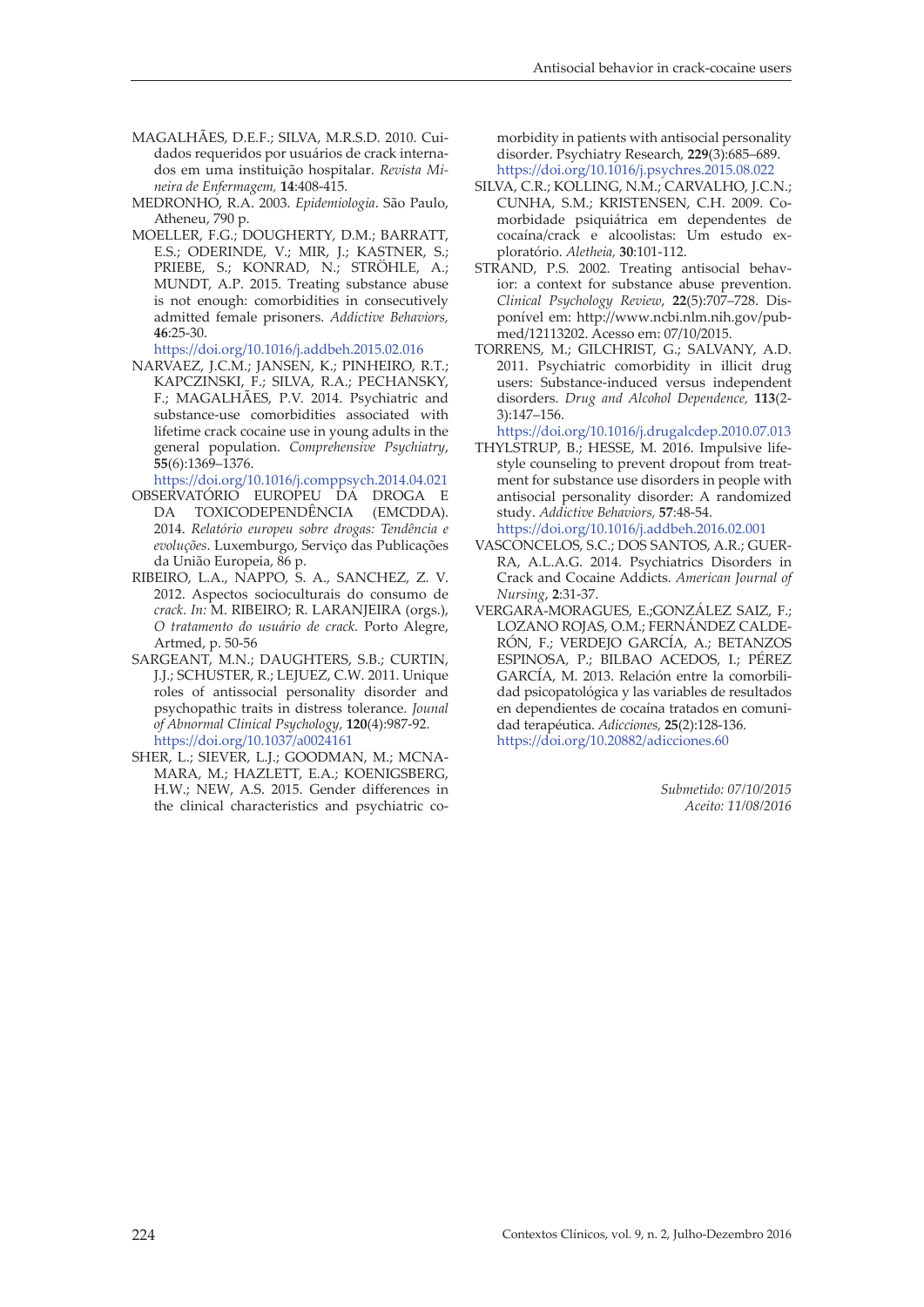MAGALHÃES, D.E.F.; SILVA, M.R.S.D. 2010. Cuidados requeridos por usuários de crack internados em uma instituição hospitalar. *Revista Mineira de Enfermagem,* **14**:408-415.

MEDRONHO, R.A. 2003. *Epidemiologia*. São Paulo, Atheneu, 790 p.

MOELLER, F.G.; DOUGHERTY, D.M.; BARRATT, E.S.; ODERINDE, V.; MIR, J.; KASTNER, S.; PRIEBE, S.; KONRAD, N.; STRÖHLE, A.; MUNDT, A.P. 2015. Treating substance abuse is not enough: comorbidities in consecutively admitted female prisoners. *Addictive Behaviors,* **46**:25-30. https://doi.org/10.1016/j.addbeh.2015.02.016

NARVAEZ, J.C.M.; JANSEN, K.; PINHEIRO, R.T.; KAPCZINSKI, F.; SILVA, R.A.; PECHANSKY, F.; MAGALHÃES, P.V. 2014. Psychiatric and substance-use comorbidities associated with lifetime crack cocaine use in young adults in the general population. *Comprehensive Psychiatry*, **55**(6):1369–1376. https://doi.org/10.1016/j.comppsych.2014.04.021

OBSERVATÓRIO EUROPEU DA DROGA E DA TOXICODEPENDÊNCIA (EMCDDA). 2014. *Relatório europeu sobre drogas: Tendência e evoluções*. Luxemburgo, Serviço das Publicações da União Europeia, 86 p.

RIBEIRO, L.A., NAPPO, S. A., SANCHEZ, Z. V. 2012. Aspectos socioculturais do consumo de *crack*. *In:* M. RIBEIRO; R. LARANJEIRA (orgs.), *O tratamento do usuário de crack.* Porto Alegre, Artmed, p. 50-56

SARGEANT, M.N.; DAUGHTERS, S.B.; CURTIN, J.J.; SCHUSTER, R.; LEJUEZ, C.W. 2011. Unique roles of antissocial personality disorder and psychopathic traits in distress tolerance. *Jounal of Abnormal Clinical Psychology*, **120**(4):987-92. https://doi.org/10.1037/a0024161

SHER, L.; SIEVER, L.J.; GOODMAN, M.; MCNAMARA, M.; HAZLETT, E.A.; KOENIGSBERG, H.W.; NEW, A.S. 2015. Gender differences in the clinical characteristics and psychiatric comorbidity in patients with antisocial personality disorder. Psychiatry Research*,* **229**(3):685–689. https://doi.org/10.1016/j.psychres.2015.08.022

SILVA, C.R.; KOLLING, N.M.; CARVALHO, J.C.N.; CUNHA, S.M.; KRISTENSEN, C.H. 2009. Comorbidade psiquiátrica em dependentes de cocaína/crack e alcoolistas: Um estudo exploratório. *Aletheia,* **30**:101-112.

STRAND, P.S. 2002. Treating antisocial behavior: a context for substance abuse prevention. *Clinical Psychology Review*, **22**(5):707–728. Disponível em: http://www.ncbi.nlm.nih.gov/pubmed/12113202. Acesso em: 07/10/2015.

TORRENS, M.; GILCHRIST, G.; SALVANY, A.D. 2011. Psychiatric comorbidity in illicit drug users: Substance-induced versus independent disorders. *Drug and Alcohol Dependence,* **113**(2-3):147–156. https://doi.org/10.1016/j.drugalcdep.2010.07.013

THYLSTRUP, B.; HESSE, M. 2016. Impulsive lifestyle counseling to prevent dropout from treatment for substance use disorders in people with antisocial personality disorder: A randomized study. *Addictive Behaviors,* **57**:48-54. https://doi.org/10.1016/j.addbeh.2016.02.001

VASCONCELOS, S.C.; DOS SANTOS, A.R.; GUERRA, A.L.A.G. 2014. Psychiatrics Disorders in Crack and Cocaine Addicts. *American Journal of Nursing*, **2**:31-37.

VERGARA-MORAGUES, E.;GONZÁLEZ SAIZ, F.; LOZANO ROJAS, O.M.; FERNÁNDEZ CALDERÓN, F.; VERDEJO GARCÍA, A.; BETANZOS ESPINOSA, P.; BILBAO ACEDOS, I.; PÉREZ GARCÍA, M. 2013. Relación entre la comorbilidad psicopatológica y las variables de resultados en dependientes de cocaína tratados en comunidad terapéutica. *Adicciones,* **25**(2):128-136. https://doi.org/10.20882/adicciones.60

*Submetido: 07/10/2015*
*Aceito: 11/08/2016*